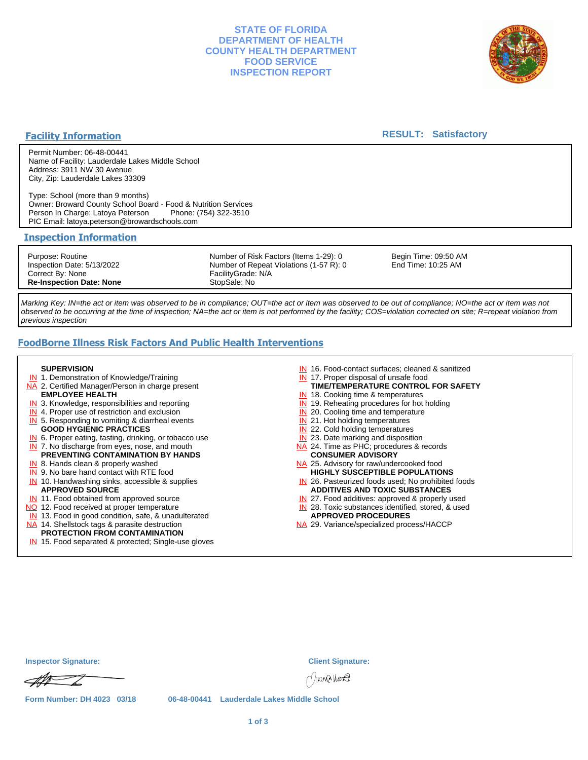# STATE OF FLORIDA
# DEPARTMENT OF HEALTH
# COUNTY HEALTH DEPARTMENT
# FOOD SERVICE
# INSPECTION REPORT

## Facility Information

**RESULT: Satisfactory**

Permit Number: 06-48-00441
Name of Facility: Lauderdale Lakes Middle School
Address: 3911 NW 30 Avenue
City, Zip: Lauderdale Lakes 33309

Type: School (more than 9 months)
Owner: Broward County School Board - Food & Nutrition Services
Person In Charge: Latoya Peterson Phone: (754) 322-3510
PIC Email: latoya.peterson@browardschools.com

## Inspection Information

| | | |
|---|---|---|
| Purpose: Routine | Number of Risk Factors (Items 1-29): 0 | Begin Time: 09:50 AM |
| Inspection Date: 5/13/2022 | Number of Repeat Violations (1-57 R): 0 | End Time: 10:25 AM |
| Correct By: None | FacilityGrade: N/A | |
| **Re-Inspection Date: None** | StopSale: No | |

*Marking Key: IN=the act or item was observed to be in compliance; OUT=the act or item was observed to be out of compliance; NO=the act or item was not observed to be occurring at the time of inspection; NA=the act or item is not performed by the facility; COS=violation corrected on site; R=repeat violation from previous inspection*

## FoodBorne Illness Risk Factors And Public Health Interventions

**SUPERVISION**
- IN 1. Demonstration of Knowledge/Training
- NA 2. Certified Manager/Person in charge present

**EMPLOYEE HEALTH**
- IN 3. Knowledge, responsibilities and reporting
- IN 4. Proper use of restriction and exclusion
- IN 5. Responding to vomiting & diarrheal events

**GOOD HYGIENIC PRACTICES**
- IN 6. Proper eating, tasting, drinking, or tobacco use
- IN 7. No discharge from eyes, nose, and mouth

**PREVENTING CONTAMINATION BY HANDS**
- IN 8. Hands clean & properly washed
- IN 9. No bare hand contact with RTE food
- IN 10. Handwashing sinks, accessible & supplies

**APPROVED SOURCE**
- IN 11. Food obtained from approved source
- NO 12. Food received at proper temperature
- IN 13. Food in good condition, safe, & unadulterated
- NA 14. Shellstock tags & parasite destruction

**PROTECTION FROM CONTAMINATION**
- IN 15. Food separated & protected; Single-use gloves
- IN 16. Food-contact surfaces; cleaned & sanitized
- IN 17. Proper disposal of unsafe food

**TIME/TEMPERATURE CONTROL FOR SAFETY**
- IN 18. Cooking time & temperatures
- IN 19. Reheating procedures for hot holding
- IN 20. Cooling time and temperature
- IN 21. Hot holding temperatures
- IN 22. Cold holding temperatures
- IN 23. Date marking and disposition
- NA 24. Time as PHC; procedures & records

**CONSUMER ADVISORY**
- NA 25. Advisory for raw/undercooked food

**HIGHLY SUSCEPTIBLE POPULATIONS**
- IN 26. Pasteurized foods used; No prohibited foods

**ADDITIVES AND TOXIC SUBSTANCES**
- IN 27. Food additives: approved & properly used
- IN 28. Toxic substances identified, stored, & used

**APPROVED PROCEDURES**
- NA 29. Variance/specialized process/HACCP

**Inspector Signature:** **Client Signature:**

Form Number: DH 4023 03/18 06-48-00441 Lauderdale Lakes Middle School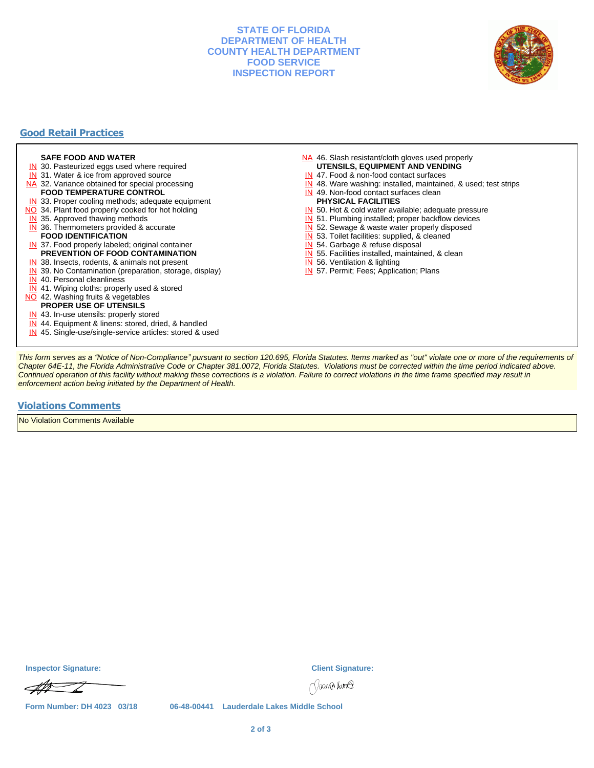# STATE OF FLORIDA
# DEPARTMENT OF HEALTH
# COUNTY HEALTH DEPARTMENT
# FOOD SERVICE
# INSPECTION REPORT

## Good Retail Practices

**SAFE FOOD AND WATER**
- IN 30. Pasteurized eggs used where required
- IN 31. Water & ice from approved source
- NA 32. Variance obtained for special processing

**FOOD TEMPERATURE CONTROL**
- IN 33. Proper cooling methods; adequate equipment
- NO 34. Plant food properly cooked for hot holding
- IN 35. Approved thawing methods
- IN 36. Thermometers provided & accurate

**FOOD IDENTIFICATION**
- IN 37. Food properly labeled; original container

**PREVENTION OF FOOD CONTAMINATION**
- IN 38. Insects, rodents, & animals not present
- IN 39. No Contamination (preparation, storage, display)
- IN 40. Personal cleanliness
- IN 41. Wiping cloths: properly used & stored
- NO 42. Washing fruits & vegetables

**PROPER USE OF UTENSILS**
- IN 43. In-use utensils: properly stored
- IN 44. Equipment & linens: stored, dried, & handled
- IN 45. Single-use/single-service articles: stored & used
- NA 46. Slash resistant/cloth gloves used properly

**UTENSILS, EQUIPMENT AND VENDING**
- IN 47. Food & non-food contact surfaces
- IN 48. Ware washing: installed, maintained, & used; test strips
- IN 49. Non-food contact surfaces clean

**PHYSICAL FACILITIES**
- IN 50. Hot & cold water available; adequate pressure
- IN 51. Plumbing installed; proper backflow devices
- IN 52. Sewage & waste water properly disposed
- IN 53. Toilet facilities: supplied, & cleaned
- IN 54. Garbage & refuse disposal
- IN 55. Facilities installed, maintained, & clean
- IN 56. Ventilation & lighting
- IN 57. Permit; Fees; Application; Plans

*This form serves as a "Notice of Non-Compliance" pursuant to section 120.695, Florida Statutes. Items marked as "out" violate one or more of the requirements of Chapter 64E-11, the Florida Administrative Code or Chapter 381.0072, Florida Statutes. Violations must be corrected within the time period indicated above. Continued operation of this facility without making these corrections is a violation. Failure to correct violations in the time frame specified may result in enforcement action being initiated by the Department of Health.*

## Violations Comments

No Violation Comments Available

**Inspector Signature:**

**Client Signature:**

**Form Number: DH 4023 03/18** **06-48-00441 Lauderdale Lakes Middle School**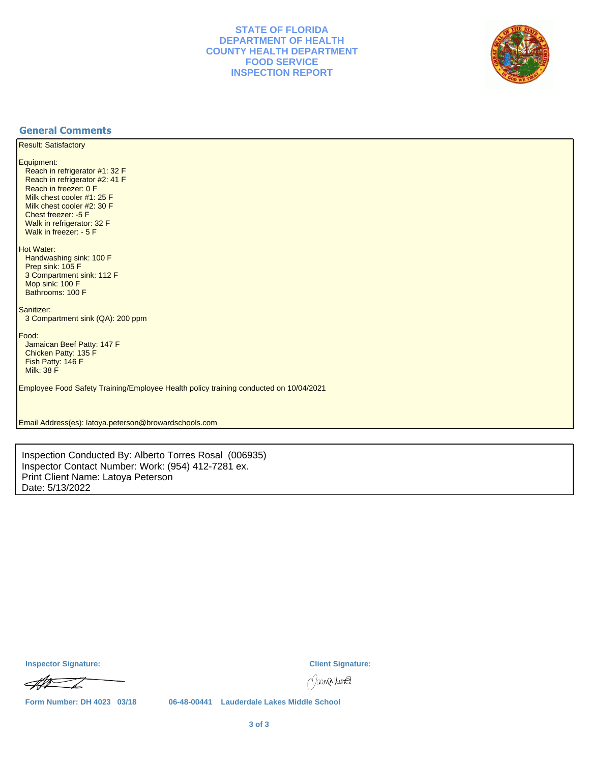**STATE OF FLORIDA**
**DEPARTMENT OF HEALTH**
**COUNTY HEALTH DEPARTMENT**
**FOOD SERVICE**
**INSPECTION REPORT**

## General Comments

Result: Satisfactory

Equipment:
- Reach in refrigerator #1: 32 F
- Reach in refrigerator #2: 41 F
- Reach in freezer: 0 F
- Milk chest cooler #1: 25 F
- Milk chest cooler #2: 30 F
- Chest freezer: -5 F
- Walk in refrigerator: 32 F
- Walk in freezer: - 5 F

Hot Water:
- Handwashing sink: 100 F
- Prep sink: 105 F
- 3 Compartment sink: 112 F
- Mop sink: 100 F
- Bathrooms: 100 F

Sanitizer:
- 3 Compartment sink (QA): 200 ppm

Food:
- Jamaican Beef Patty: 147 F
- Chicken Patty: 135 F
- Fish Patty: 146 F
- Milk: 38 F

Employee Food Safety Training/Employee Health policy training conducted on 10/04/2021

Email Address(es): latoya.peterson@browardschools.com

Inspection Conducted By: Alberto Torres Rosal (006935)
Inspector Contact Number: Work: (954) 412-7281 ex.
Print Client Name: Latoya Peterson
Date: 5/13/2022

**Inspector Signature:**

**Client Signature:**

**Form Number: DH 4023 03/18** **06-48-00441 Lauderdale Lakes Middle School**